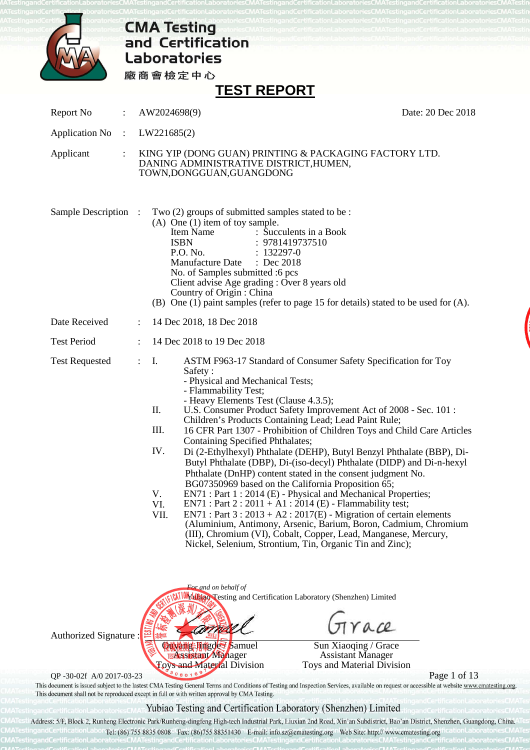CMA Testing and Certification Laboratories

廠商會檢定中心

# TEST REPORT

Report No : AW2024698(9) Date: 20 Dec 2018

Application No : LW221685(2)

Applicant : KING YIP (DONG GUAN) PRINTING & PACKAGING FACTORY LTD. DANING ADMINISTRATIVE DISTRICT,HUMEN, TOWN,DONGGUAN,GUANGDONG

Sample Description : Two (2) groups of submitted samples stated to be :

(A) One (1) item of toy sample.

- Item Name : Succulents in a Book
- ISBN : 9781419737510
- P.O. No. : 132297-0
- Manufacture Date : Dec 2018
- No. of Samples submitted :6 pcs
- Client advise Age grading : Over 8 years old
- Country of Origin : China

(B) One (1) paint samples (refer to page 15 for details) stated to be used for (A).

Date Received : 14 Dec 2018, 18 Dec 2018

Test Period : 14 Dec 2018 to 19 Dec 2018

Test Requested :

I. ASTM F963-17 Standard of Consumer Safety Specification for Toy Safety :
- Physical and Mechanical Tests;
- Flammability Test;
- Heavy Elements Test (Clause 4.3.5);

II. U.S. Consumer Product Safety Improvement Act of 2008 - Sec. 101 : Children's Products Containing Lead; Lead Paint Rule;

III. 16 CFR Part 1307 - Prohibition of Children Toys and Child Care Articles Containing Specified Phthalates;

IV. Di (2-Ethylhexyl) Phthalate (DEHP), Butyl Benzyl Phthalate (BBP), Di-Butyl Phthalate (DBP), Di-(iso-decyl) Phthalate (DIDP) and Di-n-hexyl Phthalate (DnHP) content stated in the consent judgment No. BG07350969 based on the California Proposition 65;

V. EN71 : Part 1 : 2014 (E) - Physical and Mechanical Properties;

VI. EN71 : Part 2 : 2011 + A1 : 2014 (E) - Flammability test;

VII. EN71 : Part 3 : 2013 + A2 : 2017(E) - Migration of certain elements (Aluminium, Antimony, Arsenic, Barium, Boron, Cadmium, Chromium (III), Chromium (VI), Cobalt, Copper, Lead, Manganese, Mercury, Nickel, Selenium, Strontium, Tin, Organic Tin and Zinc);

*For and on behalf of*
Yubiao Testing and Certification Laboratory (Shenzhen) Limited

Authorized Signature :

| | |
|---|---|
| Ouyang Jingde / Samuel | Sun Xiaoqing / Grace |
| Assistant Manager | Assistant Manager |
| Toys and Material Division | Toys and Material Division |

QP -30-02f A/0 2017-03-23

This document is issued subject to the lastest CMA Testing General Terms and Conditions of Testing and Inspection Services, available on request or accessible at website www.cmatesting.org. This document shall not be reproduced except in full or with written approval by CMA Testing.

Yubiao Testing and Certification Laboratory (Shenzhen) Limited

Address: 5/F, Block 2, Runheng Electronic Park/Runheng-dingfeng High-tech Industrial Park, Liuxian 2nd Road, Xin'an Subdistrict, Bao'an District, Shenzhen, Guangdong, China.
Tel: (86) 755 8835 0808 Fax: (86)755 88351430 E-mail: info.sz@cmatesting.org Web Site: http:// www.cmatesting.org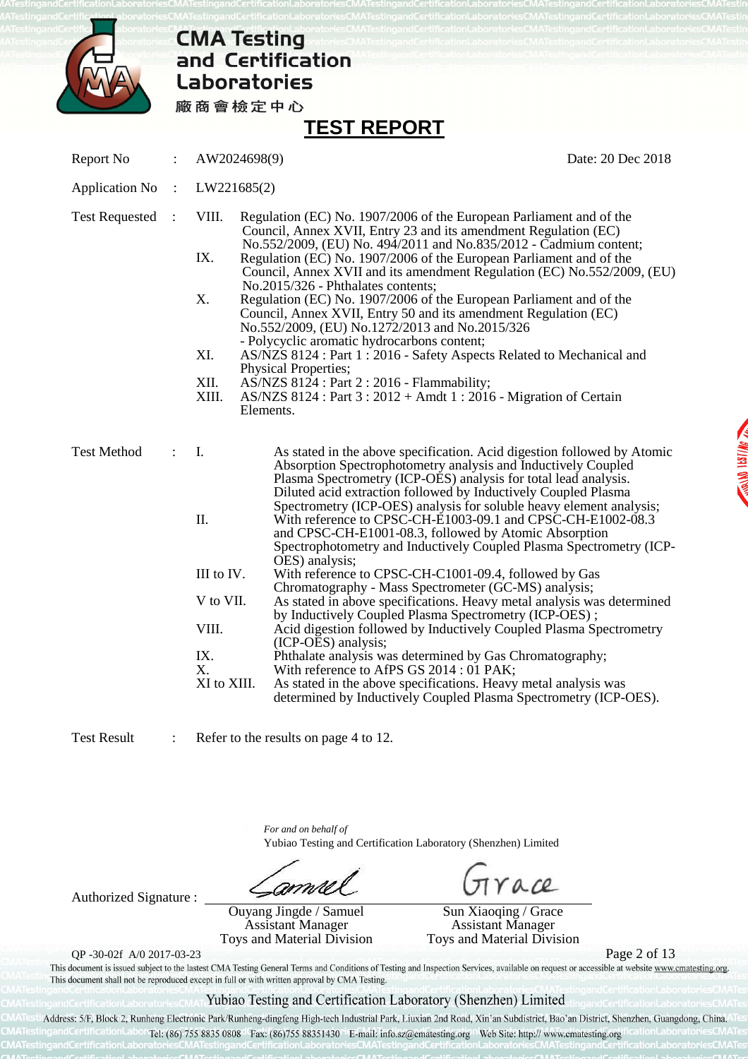CMA Testing and Certification Laboratories

廠商會檢定中心

# TEST REPORT

| | | | |
|---|---|---|---|
| Report No | : | AW2024698(9) | Date: 20 Dec 2018 |
| Application No | : | LW221685(2) | |

**Test Requested** :

- VIII. Regulation (EC) No. 1907/2006 of the European Parliament and of the Council, Annex XVII, Entry 23 and its amendment Regulation (EC) No.552/2009, (EU) No. 494/2011 and No.835/2012 - Cadmium content;
- IX. Regulation (EC) No. 1907/2006 of the European Parliament and of the Council, Annex XVII and its amendment Regulation (EC) No.552/2009, (EU) No.2015/326 - Phthalates contents;
- X. Regulation (EC) No. 1907/2006 of the European Parliament and of the Council, Annex XVII, Entry 50 and its amendment Regulation (EC) No.552/2009, (EU) No.1272/2013 and No.2015/326 - Polycyclic aromatic hydrocarbons content;
- XI. AS/NZS 8124 : Part 1 : 2016 - Safety Aspects Related to Mechanical and Physical Properties;
- XII. AS/NZS 8124 : Part 2 : 2016 - Flammability;
- XIII. AS/NZS 8124 : Part 3 : 2012 + Amdt 1 : 2016 - Migration of Certain Elements.

**Test Method** :

- I. As stated in the above specification. Acid digestion followed by Atomic Absorption Spectrophotometry analysis and Inductively Coupled Plasma Spectrometry (ICP-OES) analysis for total lead analysis. Diluted acid extraction followed by Inductively Coupled Plasma Spectrometry (ICP-OES) analysis for soluble heavy element analysis;
- II. With reference to CPSC-CH-E1003-09.1 and CPSC-CH-E1002-08.3 and CPSC-CH-E1001-08.3, followed by Atomic Absorption Spectrophotometry and Inductively Coupled Plasma Spectrometry (ICP-OES) analysis;
- III to IV. With reference to CPSC-CH-C1001-09.4, followed by Gas Chromatography - Mass Spectrometer (GC-MS) analysis;
- V to VII. As stated in above specifications. Heavy metal analysis was determined by Inductively Coupled Plasma Spectrometry (ICP-OES) ;
- VIII. Acid digestion followed by Inductively Coupled Plasma Spectrometry (ICP-OES) analysis;
- IX. Phthalate analysis was determined by Gas Chromatography;
- X. With reference to AfPS GS 2014 : 01 PAK;
- XI to XIII. As stated in the above specifications. Heavy metal analysis was determined by Inductively Coupled Plasma Spectrometry (ICP-OES).

**Test Result** : Refer to the results on page 4 to 12.

*For and on behalf of*
Yubiao Testing and Certification Laboratory (Shenzhen) Limited

Authorized Signature :

| Ouyang Jingde / Samuel | Sun Xiaoqing / Grace |
|---|---|
| Assistant Manager | Assistant Manager |
| Toys and Material Division | Toys and Material Division |

QP -30-02f A/0 2017-03-23

This document is issued subject to the lastest CMA Testing General Terms and Conditions of Testing and Inspection Services, available on request or accessible at website www.cmatesting.org. This document shall not be reproduced except in full or with written approval by CMA Testing.

Yubiao Testing and Certification Laboratory (Shenzhen) Limited

Address: 5/F, Block 2, Runheng Electronic Park/Runheng-dingfeng High-tech Industrial Park, Liuxian 2nd Road, Xin'an Subdistrict, Bao'an District, Shenzhen, Guangdong, China.
Tel: (86) 755 8835 0808 Fax: (86)755 88351430 E-mail: info.sz@cmatesting.org Web Site: http:// www.cmatesting.org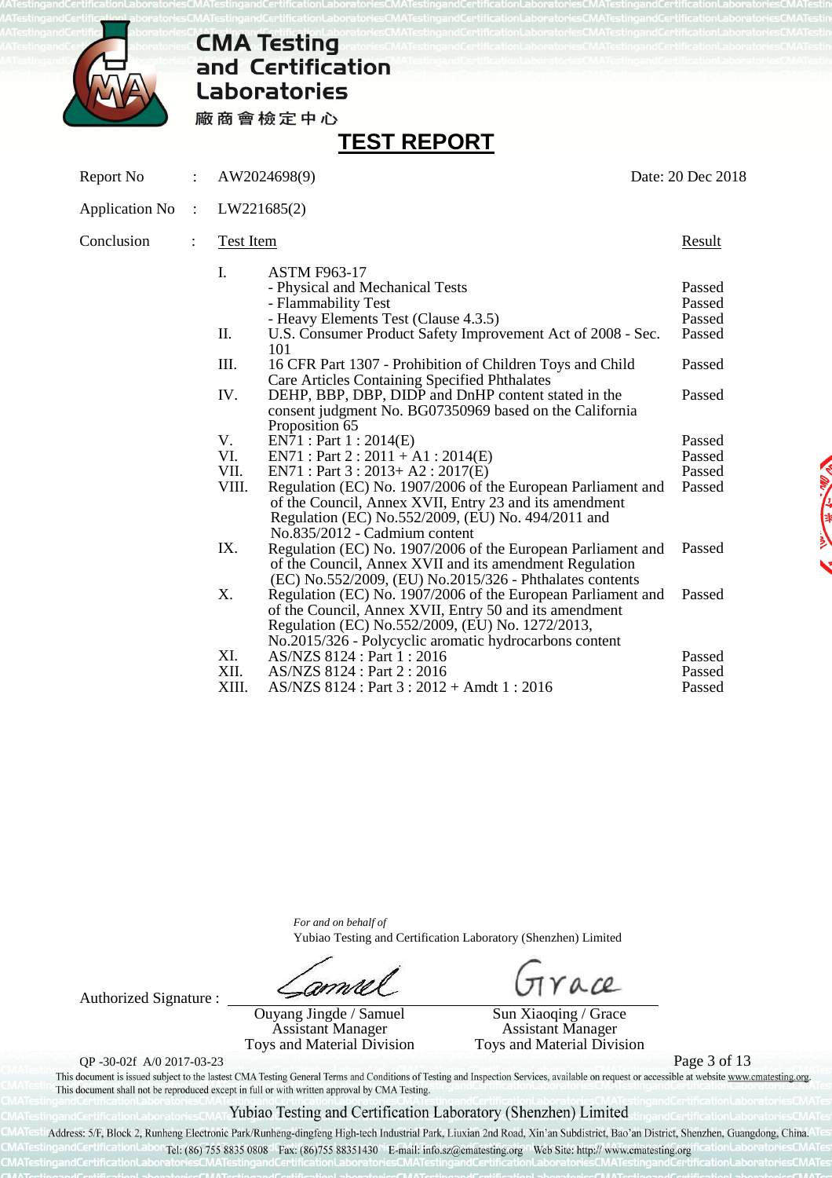CMA Testing and Certification Laboratories

廠商會檢定中心

# TEST REPORT

Report No : AW2024698(9) Date: 20 Dec 2018

Application No : LW221685(2)

Conclusion :

| | Test Item | Result |
|---|---|---|
| I. | ASTM F963-17 | |
| | - Physical and Mechanical Tests | Passed |
| | - Flammability Test | Passed |
| | - Heavy Elements Test (Clause 4.3.5) | Passed |
| II. | U.S. Consumer Product Safety Improvement Act of 2008 - Sec. 101 | Passed |
| III. | 16 CFR Part 1307 - Prohibition of Children Toys and Child Care Articles Containing Specified Phthalates | Passed |
| IV. | DEHP, BBP, DBP, DIDP and DnHP content stated in the consent judgment No. BG07350969 based on the California Proposition 65 | Passed |
| V. | EN71 : Part 1 : 2014(E) | Passed |
| VI. | EN71 : Part 2 : 2011 + A1 : 2014(E) | Passed |
| VII. | EN71 : Part 3 : 2013+ A2 : 2017(E) | Passed |
| VIII. | Regulation (EC) No. 1907/2006 of the European Parliament and of the Council, Annex XVII, Entry 23 and its amendment Regulation (EC) No.552/2009, (EU) No. 494/2011 and No.835/2012 - Cadmium content | Passed |
| IX. | Regulation (EC) No. 1907/2006 of the European Parliament and of the Council, Annex XVII and its amendment Regulation (EC) No.552/2009, (EU) No.2015/326 - Phthalates contents | Passed |
| X. | Regulation (EC) No. 1907/2006 of the European Parliament and of the Council, Annex XVII, Entry 50 and its amendment Regulation (EC) No.552/2009, (EU) No. 1272/2013, No.2015/326 - Polycyclic aromatic hydrocarbons content | Passed |
| XI. | AS/NZS 8124 : Part 1 : 2016 | Passed |
| XII. | AS/NZS 8124 : Part 2 : 2016 | Passed |
| XIII. | AS/NZS 8124 : Part 3 : 2012 + Amdt 1 : 2016 | Passed |

*For and on behalf of*
Yubiao Testing and Certification Laboratory (Shenzhen) Limited

Authorized Signature :

| Ouyang Jingde / Samuel | Sun Xiaoqing / Grace |
|---|---|
| Assistant Manager | Assistant Manager |
| Toys and Material Division | Toys and Material Division |

QP -30-02f A/0 2017-03-23

This document is issued subject to the lastest CMA Testing General Terms and Conditions of Testing and Inspection Services, available on request or accessible at website www.cmatesting.org.
This document shall not be reproduced except in full or with written approval by CMA Testing.

Yubiao Testing and Certification Laboratory (Shenzhen) Limited

Address: 5/F, Block 2, Runheng Electronic Park/Runheng-dingfeng High-tech Industrial Park, Liuxian 2nd Road, Xin'an Subdistrict, Bao'an District, Shenzhen, Guangdong, China.
Tel: (86) 755 8835 0808 Fax: (86)755 88351430 E-mail: info.sz@cmatesting.org Web Site: http:// www.cmatesting.org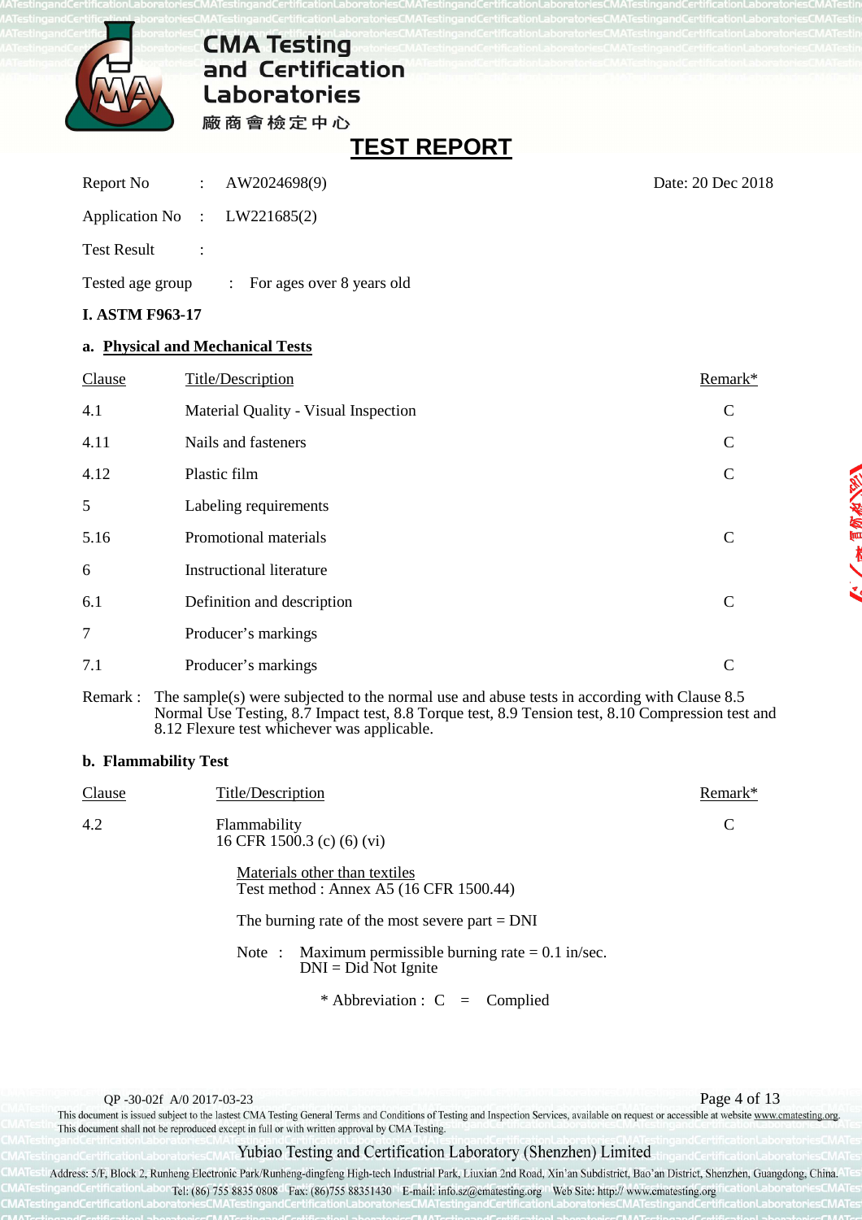# CMA Testing and Certification Laboratories

廠商會檢定中心

## TEST REPORT

Report No : AW2024698(9) Date: 20 Dec 2018

Application No : LW221685(2)

Test Result :

Tested age group : For ages over 8 years old

**I. ASTM F963-17**

**a. Physical and Mechanical Tests**

| Clause | Title/Description | Remark* |
|---|---|---|
| 4.1 | Material Quality - Visual Inspection | C |
| 4.11 | Nails and fasteners | C |
| 4.12 | Plastic film | C |
| 5 | Labeling requirements | |
| 5.16 | Promotional materials | C |
| 6 | Instructional literature | |
| 6.1 | Definition and description | C |
| 7 | Producer's markings | |
| 7.1 | Producer's markings | C |

Remark : The sample(s) were subjected to the normal use and abuse tests in according with Clause 8.5 Normal Use Testing, 8.7 Impact test, 8.8 Torque test, 8.9 Tension test, 8.10 Compression test and 8.12 Flexure test whichever was applicable.

**b. Flammability Test**

| Clause | Title/Description | Remark* |
|---|---|---|
| 4.2 | Flammability<br>16 CFR 1500.3 (c) (6) (vi) | C |

Materials other than textiles
Test method : Annex A5 (16 CFR 1500.44)

The burning rate of the most severe part = DNI

Note : Maximum permissible burning rate = 0.1 in/sec.
DNI = Did Not Ignite

\* Abbreviation : C = Complied

QP -30-02f A/0 2017-03-23

This document is issued subject to the lastest CMA Testing General Terms and Conditions of Testing and Inspection Services, available on request or accessible at website www.cmatesting.org.
This document shall not be reproduced except in full or with written approval by CMA Testing.

Yubiao Testing and Certification Laboratory (Shenzhen) Limited

Address: 5/F, Block 2, Runheng Electronic Park/Runheng-dingfeng High-tech Industrial Park, Liuxian 2nd Road, Xin'an Subdistrict, Bao'an District, Shenzhen, Guangdong, China.
Tel: (86) 755 8835 0808 Fax: (86)755 88351430 E-mail: info.sz@cmatesting.org Web Site: http:// www.cmatesting.org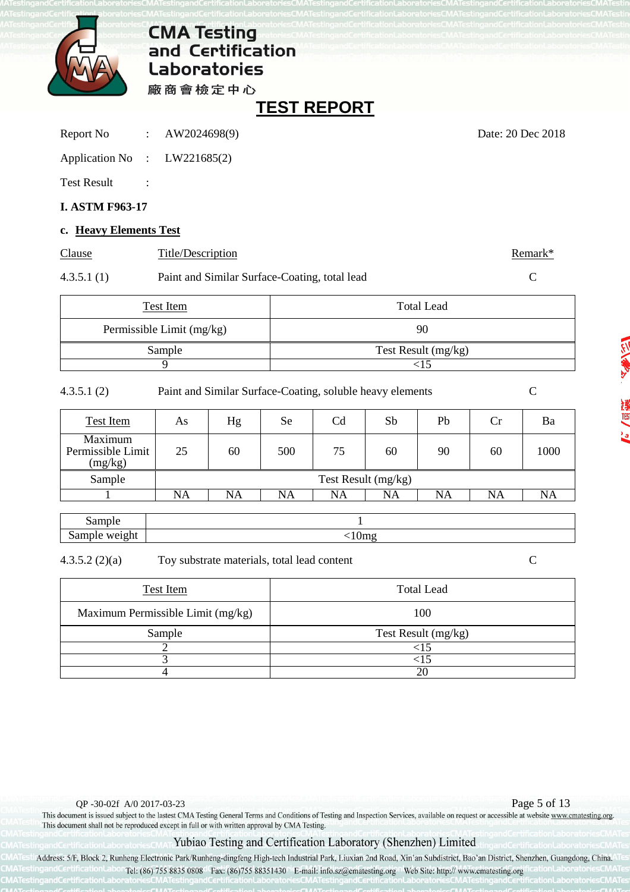# CMA Testing and Certification Laboratories

廠商會檢定中心

## TEST REPORT

Report No : AW2024698(9) Date: 20 Dec 2018

Application No : LW221685(2)

Test Result :

**I. ASTM F963-17**

**c. Heavy Elements Test**

| Clause | Title/Description | Remark* |
|---|---|---|
| 4.3.5.1 (1) | Paint and Similar Surface-Coating, total lead | C |

| Test Item | Total Lead |
|---|---|
| Permissible Limit (mg/kg) | 90 |
| Sample | Test Result (mg/kg) |
| 9 | <15 |

| Clause | Title/Description | Remark* |
|---|---|---|
| 4.3.5.1 (2) | Paint and Similar Surface-Coating, soluble heavy elements | C |

| Test Item | As | Hg | Se | Cd | Sb | Pb | Cr | Ba |
|---|---|---|---|---|---|---|---|---|
| Maximum Permissible Limit (mg/kg) | 25 | 60 | 500 | 75 | 60 | 90 | 60 | 1000 |
| Sample | Test Result (mg/kg) | | | | | | | |
| 1 | NA | NA | NA | NA | NA | NA | NA | NA |

| Sample | 1 |
|---|---|
| Sample weight | <10mg |

| Clause | Title/Description | Remark* |
|---|---|---|
| 4.3.5.2 (2)(a) | Toy substrate materials, total lead content | C |

| Test Item | Total Lead |
|---|---|
| Maximum Permissible Limit (mg/kg) | 100 |
| Sample | Test Result (mg/kg) |
| 2 | <15 |
| 3 | <15 |
| 4 | 20 |

QP -30-02f A/0 2017-03-23

This document is issued subject to the lastest CMA Testing General Terms and Conditions of Testing and Inspection Services, available on request or accessible at website www.cmatesting.org.
This document shall not be reproduced except in full or with written approval by CMA Testing.

Yubiao Testing and Certification Laboratory (Shenzhen) Limited

Address: 5/F, Block 2, Runheng Electronic Park/Runheng-dingfeng High-tech Industrial Park, Liuxian 2nd Road, Xin'an Subdistrict, Bao'an District, Shenzhen, Guangdong, China.
Tel: (86) 755 8835 0808 Fax: (86)755 88351430 E-mail: info.sz@cmatesting.org Web Site: http:// www.cmatesting.org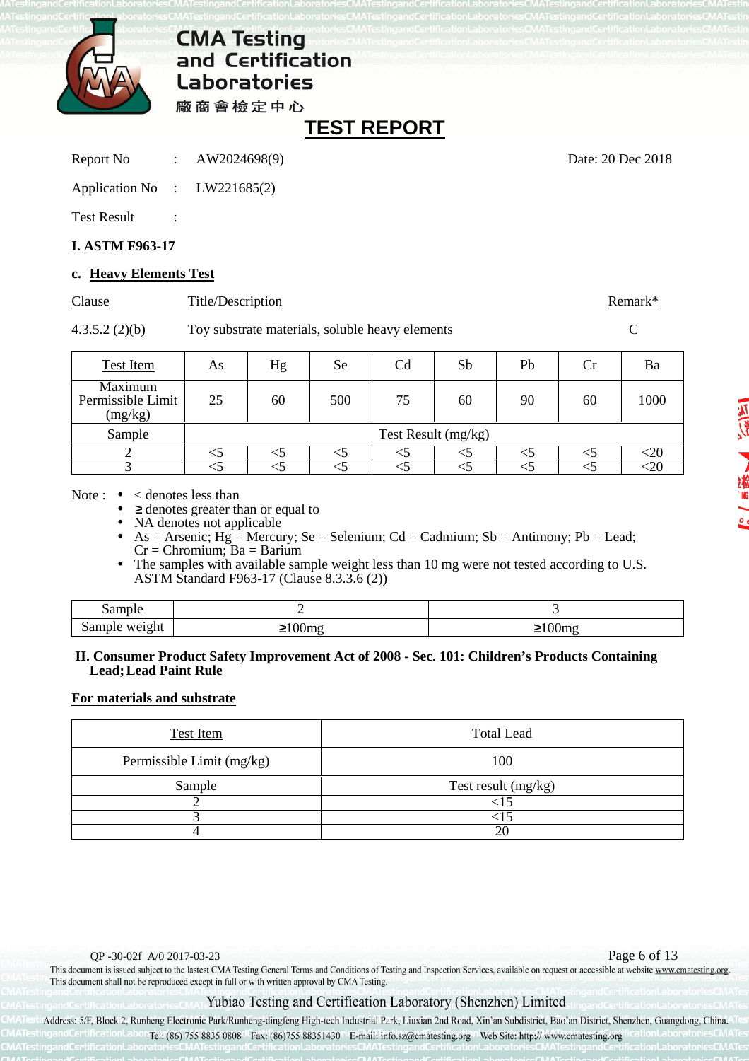# CMA Testing and Certification Laboratories

廠商會檢定中心

## TEST REPORT

Report No : AW2024698(9) Date: 20 Dec 2018

Application No : LW221685(2)

Test Result :

**I. ASTM F963-17**

**c. Heavy Elements Test**

| Clause | Title/Description | Remark* |
|---|---|---|
| 4.3.5.2 (2)(b) | Toy substrate materials, soluble heavy elements | C |

| Test Item | As | Hg | Se | Cd | Sb | Pb | Cr | Ba |
|---|---|---|---|---|---|---|---|---|
| Maximum Permissible Limit (mg/kg) | 25 | 60 | 500 | 75 | 60 | 90 | 60 | 1000 |
| Sample | Test Result (mg/kg) | | | | | | | |
| 2 | <5 | <5 | <5 | <5 | <5 | <5 | <5 | <20 |
| 3 | <5 | <5 | <5 | <5 | <5 | <5 | <5 | <20 |

Note :
- < denotes less than
- ≥ denotes greater than or equal to
- NA denotes not applicable
- As = Arsenic; Hg = Mercury; Se = Selenium; Cd = Cadmium; Sb = Antimony; Pb = Lead; Cr = Chromium; Ba = Barium
- The samples with available sample weight less than 10 mg were not tested according to U.S. ASTM Standard F963-17 (Clause 8.3.3.6 (2))

| Sample | 2 | 3 |
|---|---|---|
| Sample weight | ≥100mg | ≥100mg |

**II. Consumer Product Safety Improvement Act of 2008 - Sec. 101: Children's Products Containing Lead; Lead Paint Rule**

**For materials and substrate**

| Test Item | Total Lead |
|---|---|
| Permissible Limit (mg/kg) | 100 |
| Sample | Test result (mg/kg) |
| 2 | <15 |
| 3 | <15 |
| 4 | 20 |

QP -30-02f A/0 2017-03-23

This document is issued subject to the lastest CMA Testing General Terms and Conditions of Testing and Inspection Services, available on request or accessible at website www.cmatesting.org. This document shall not be reproduced except in full or with written approval by CMA Testing.

Yubiao Testing and Certification Laboratory (Shenzhen) Limited

Address: 5/F, Block 2, Runheng Electronic Park/Runheng-dingfeng High-tech Industrial Park, Liuxian 2nd Road, Xin'an Subdistrict, Bao'an District, Shenzhen, Guangdong, China.

Tel: (86) 755 8835 0808 Fax: (86)755 88351430 E-mail: info.sz@cmatesting.org Web Site: http:// www.cmatesting.org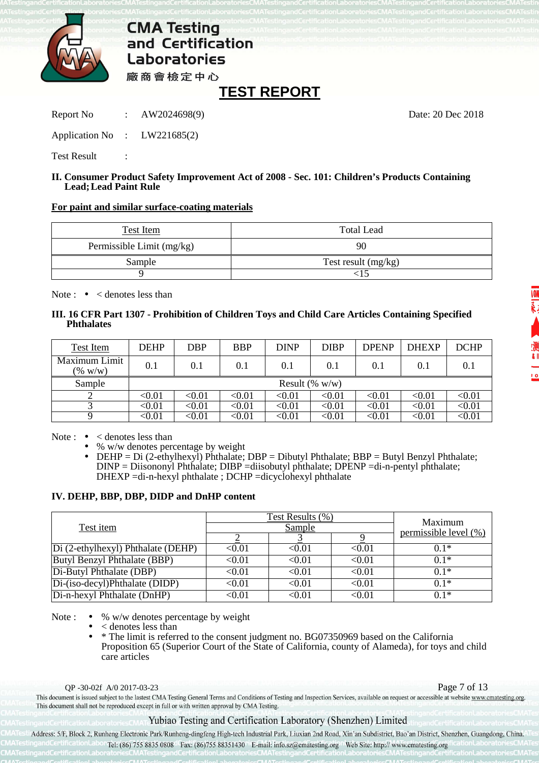# CMA Testing and Certification Laboratories

廠商會檢定中心

## TEST REPORT

Report No : AW2024698(9)　　　　Date: 20 Dec 2018

Application No : LW221685(2)

Test Result :

**II. Consumer Product Safety Improvement Act of 2008 - Sec. 101: Children's Products Containing Lead; Lead Paint Rule**

**For paint and similar surface-coating materials**

| Test Item | Total Lead |
|---|---|
| Permissible Limit (mg/kg) | 90 |
| Sample | Test result (mg/kg) |
| 9 | <15 |

Note : • < denotes less than

**III. 16 CFR Part 1307 - Prohibition of Children Toys and Child Care Articles Containing Specified Phthalates**

| Test Item | DEHP | DBP | BBP | DINP | DIBP | DPENP | DHEXP | DCHP |
|---|---|---|---|---|---|---|---|---|
| Maximum Limit (% w/w) | 0.1 | 0.1 | 0.1 | 0.1 | 0.1 | 0.1 | 0.1 | 0.1 |
| Sample | Result (% w/w) | | | | | | | |
| 2 | <0.01 | <0.01 | <0.01 | <0.01 | <0.01 | <0.01 | <0.01 | <0.01 |
| 3 | <0.01 | <0.01 | <0.01 | <0.01 | <0.01 | <0.01 | <0.01 | <0.01 |
| 9 | <0.01 | <0.01 | <0.01 | <0.01 | <0.01 | <0.01 | <0.01 | <0.01 |

Note :
- < denotes less than
- % w/w denotes percentage by weight
- DEHP = Di (2-ethylhexyl) Phthalate; DBP = Dibutyl Phthalate; BBP = Butyl Benzyl Phthalate; DINP = Diisononyl Phthalate; DIBP =diisobutyl phthalate; DPENP =di-n-pentyl phthalate; DHEXP =di-n-hexyl phthalate ; DCHP =dicyclohexyl phthalate

**IV. DEHP, BBP, DBP, DIDP and DnHP content**

| Test item | Test Results (%) | | | Maximum permissible level (%) |
|---|---|---|---|---|
| | Sample | | | |
| | 2 | 3 | 9 | |
| Di (2-ethylhexyl) Phthalate (DEHP) | <0.01 | <0.01 | <0.01 | 0.1* |
| Butyl Benzyl Phthalate (BBP) | <0.01 | <0.01 | <0.01 | 0.1* |
| Di-Butyl Phthalate (DBP) | <0.01 | <0.01 | <0.01 | 0.1* |
| Di-(iso-decyl)Phthalate (DIDP) | <0.01 | <0.01 | <0.01 | 0.1* |
| Di-n-hexyl Phthalate (DnHP) | <0.01 | <0.01 | <0.01 | 0.1* |

Note :
- % w/w denotes percentage by weight
- < denotes less than
- * The limit is referred to the consent judgment no. BG07350969 based on the California Proposition 65 (Superior Court of the State of California, county of Alameda), for toys and child care articles

QP -30-02f A/0 2017-03-23

This document is issued subject to the lastest CMA Testing General Terms and Conditions of Testing and Inspection Services, available on request or accessible at website www.cmatesting.org. This document shall not be reproduced except in full or with written approval by CMA Testing.

Yubiao Testing and Certification Laboratory (Shenzhen) Limited

Address: 5/F, Block 2, Runheng Electronic Park/Runheng-dingfeng High-tech Industrial Park, Liuxian 2nd Road, Xin'an Subdistrict, Bao'an District, Shenzhen, Guangdong, China.
Tel: (86) 755 8835 0808 Fax: (86)755 88351430 E-mail: info.sz@cmatesting.org Web Site: http:// www.cmatesting.org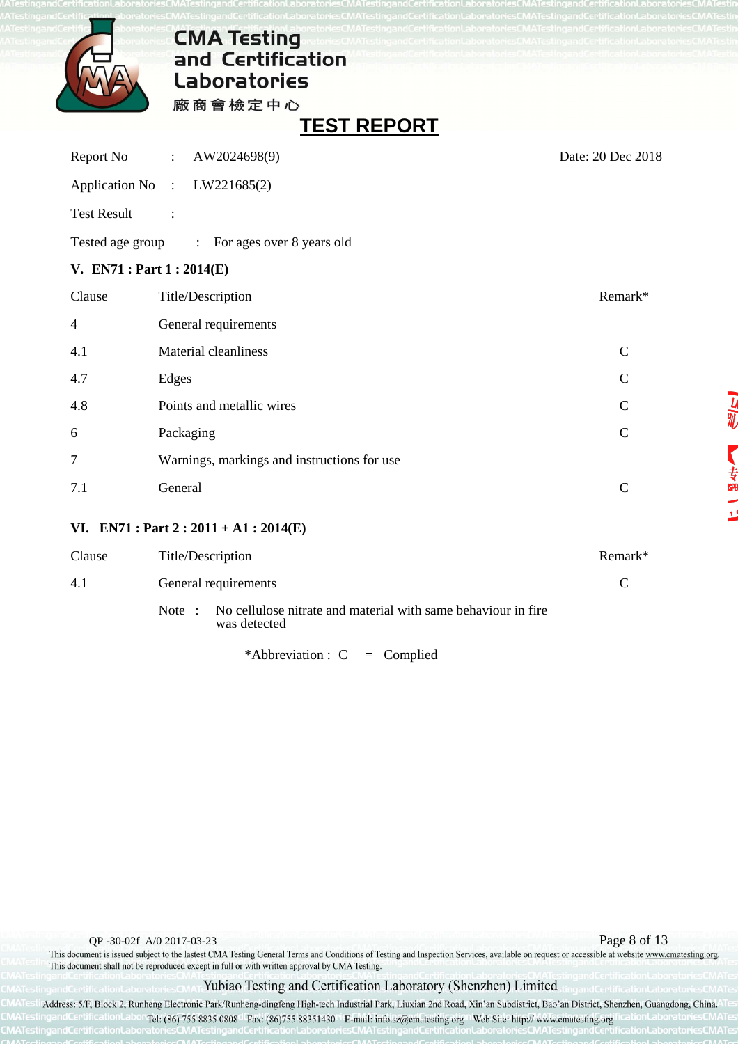# TEST REPORT

Report No : AW2024698(9) Date: 20 Dec 2018

Application No : LW221685(2)

Test Result :

Tested age group : For ages over 8 years old

**V. EN71 : Part 1 : 2014(E)**

| Clause | Title/Description | Remark* |
|---|---|---|
| 4 | General requirements | |
| 4.1 | Material cleanliness | C |
| 4.7 | Edges | C |
| 4.8 | Points and metallic wires | C |
| 6 | Packaging | C |
| 7 | Warnings, markings and instructions for use | |
| 7.1 | General | C |

**VI. EN71 : Part 2 : 2011 + A1 : 2014(E)**

| Clause | Title/Description | Remark* |
|---|---|---|
| 4.1 | General requirements | C |

Note : No cellulose nitrate and material with same behaviour in fire was detected

*Abbreviation : C = Complied

QP -30-02f A/0 2017-03-23

This document is issued subject to the lastest CMA Testing General Terms and Conditions of Testing and Inspection Services, available on request or accessible at website www.cmatesting.org. This document shall not be reproduced except in full or with written approval by CMA Testing.

Yubiao Testing and Certification Laboratory (Shenzhen) Limited

Address: 5/F, Block 2, Runheng Electronic Park/Runheng-dingfeng High-tech Industrial Park, Liuxian 2nd Road, Xin'an Subdistrict, Bao'an District, Shenzhen, Guangdong, China.

Tel: (86) 755 8835 0808 Fax: (86)755 88351430 E-mail: info.sz@cmatesting.org Web Site: http:// www.cmatesting.org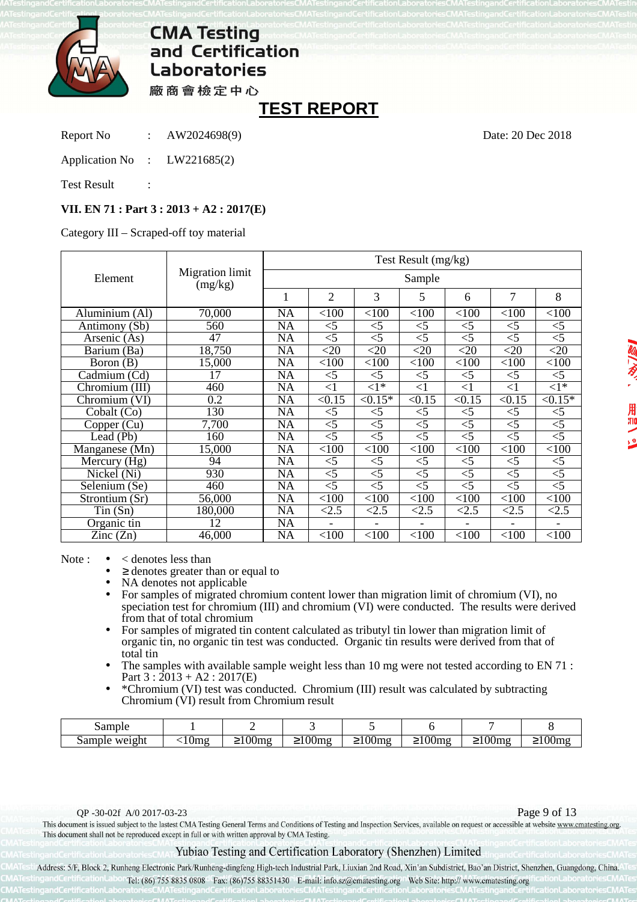# CMA Testing and Certification Laboratories

廠商會檢定中心

## TEST REPORT

Report No : AW2024698(9) Date: 20 Dec 2018

Application No : LW221685(2)

Test Result :

**VII. EN 71 : Part 3 : 2013 + A2 : 2017(E)**

Category III – Scraped-off toy material

| Element | Migration limit (mg/kg) | Test Result (mg/kg) | | | | | | |
|---|---|---|---|---|---|---|---|---|
| | | Sample | | | | | | |
| | | 1 | 2 | 3 | 5 | 6 | 7 | 8 |
| Aluminium (Al) | 70,000 | NA | <100 | <100 | <100 | <100 | <100 | <100 |
| Antimony (Sb) | 560 | NA | <5 | <5 | <5 | <5 | <5 | <5 |
| Arsenic (As) | 47 | NA | <5 | <5 | <5 | <5 | <5 | <5 |
| Barium (Ba) | 18,750 | NA | <20 | <20 | <20 | <20 | <20 | <20 |
| Boron (B) | 15,000 | NA | <100 | <100 | <100 | <100 | <100 | <100 |
| Cadmium (Cd) | 17 | NA | <5 | <5 | <5 | <5 | <5 | <5 |
| Chromium (III) | 460 | NA | <1 | <1* | <1 | <1 | <1 | <1* |
| Chromium (VI) | 0.2 | NA | <0.15 | <0.15* | <0.15 | <0.15 | <0.15 | <0.15* |
| Cobalt (Co) | 130 | NA | <5 | <5 | <5 | <5 | <5 | <5 |
| Copper (Cu) | 7,700 | NA | <5 | <5 | <5 | <5 | <5 | <5 |
| Lead (Pb) | 160 | NA | <5 | <5 | <5 | <5 | <5 | <5 |
| Manganese (Mn) | 15,000 | NA | <100 | <100 | <100 | <100 | <100 | <100 |
| Mercury (Hg) | 94 | NA | <5 | <5 | <5 | <5 | <5 | <5 |
| Nickel (Ni) | 930 | NA | <5 | <5 | <5 | <5 | <5 | <5 |
| Selenium (Se) | 460 | NA | <5 | <5 | <5 | <5 | <5 | <5 |
| Strontium (Sr) | 56,000 | NA | <100 | <100 | <100 | <100 | <100 | <100 |
| Tin (Sn) | 180,000 | NA | <2.5 | <2.5 | <2.5 | <2.5 | <2.5 | <2.5 |
| Organic tin | 12 | NA | - | - | - | - | - | - |
| Zinc (Zn) | 46,000 | NA | <100 | <100 | <100 | <100 | <100 | <100 |

Note :

- < denotes less than
- ≥ denotes greater than or equal to
- NA denotes not applicable
- For samples of migrated chromium content lower than migration limit of chromium (VI), no speciation test for chromium (III) and chromium (VI) were conducted. The results were derived from that of total chromium
- For samples of migrated tin content calculated as tributyl tin lower than migration limit of organic tin, no organic tin test was conducted. Organic tin results were derived from that of total tin
- The samples with available sample weight less than 10 mg were not tested according to EN 71 : Part 3 : 2013 + A2 : 2017(E)
- *Chromium (VI) test was conducted. Chromium (III) result was calculated by subtracting Chromium (VI) result from Chromium result

| Sample | 1 | 2 | 3 | 5 | 6 | 7 | 8 |
|---|---|---|---|---|---|---|---|
| Sample weight | <10mg | ≥100mg | ≥100mg | ≥100mg | ≥100mg | ≥100mg | ≥100mg |

QP -30-02f A/0 2017-03-23

This document is issued subject to the lastest CMA Testing General Terms and Conditions of Testing and Inspection Services, available on request or accessible at website www.cmatesting.org. This document shall not be reproduced except in full or with written approval by CMA Testing.

Yubiao Testing and Certification Laboratory (Shenzhen) Limited

Address: 5/F, Block 2, Runheng Electronic Park/Runheng-dingfeng High-tech Industrial Park, Liuxian 2nd Road, Xin'an Subdistrict, Bao'an District, Shenzhen, Guangdong, China.
Tel: (86) 755 8835 0808 Fax: (86)755 88351430 E-mail: info.sz@cmatesting.org Web Site: http:// www.cmatesting.org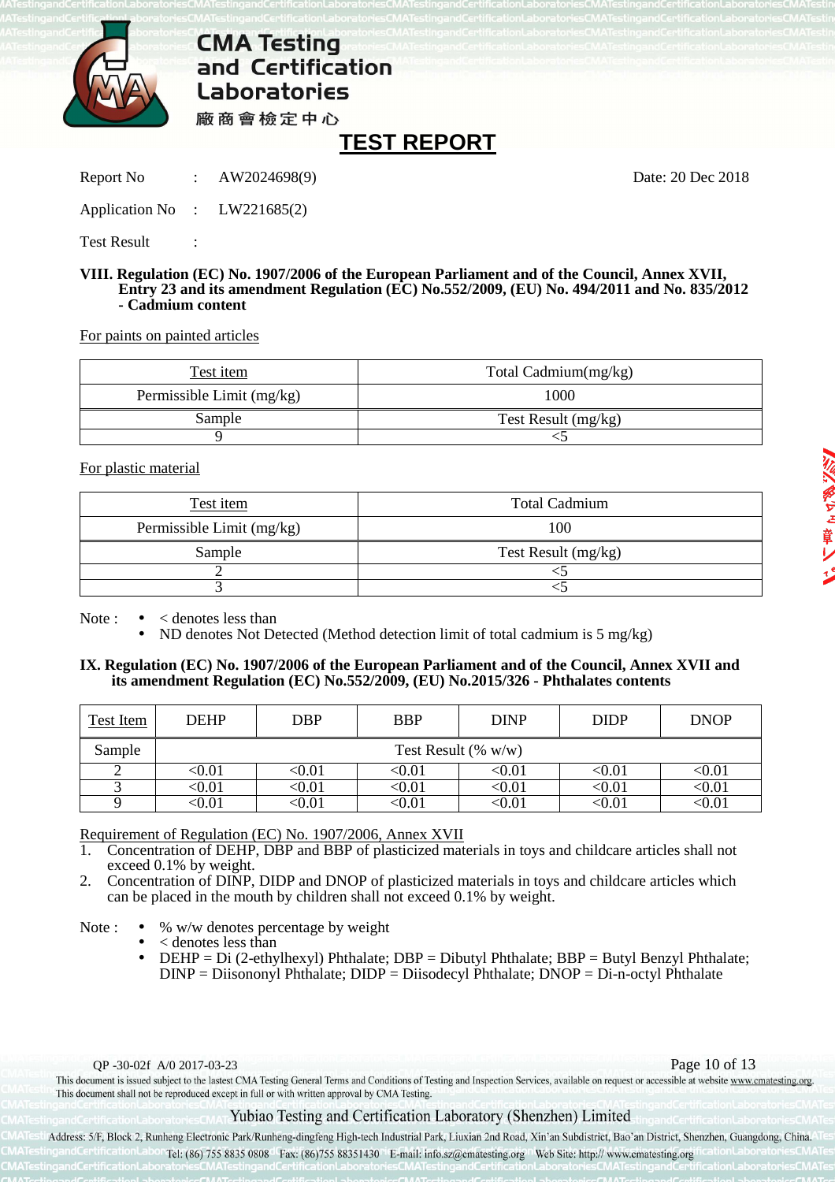# TEST REPORT

Report No : AW2024698(9) Date: 20 Dec 2018

Application No : LW221685(2)

Test Result :

**VIII. Regulation (EC) No. 1907/2006 of the European Parliament and of the Council, Annex XVII, Entry 23 and its amendment Regulation (EC) No.552/2009, (EU) No. 494/2011 and No. 835/2012 - Cadmium content**

For paints on painted articles

| Test item | Total Cadmium(mg/kg) |
|---|---|
| Permissible Limit (mg/kg) | 1000 |
| Sample | Test Result (mg/kg) |
| 9 | <5 |

For plastic material

| Test item | Total Cadmium |
|---|---|
| Permissible Limit (mg/kg) | 100 |
| Sample | Test Result (mg/kg) |
| 2 | <5 |
| 3 | <5 |

Note :
- < denotes less than
- ND denotes Not Detected (Method detection limit of total cadmium is 5 mg/kg)

**IX. Regulation (EC) No. 1907/2006 of the European Parliament and of the Council, Annex XVII and its amendment Regulation (EC) No.552/2009, (EU) No.2015/326 - Phthalates contents**

| Test Item | DEHP | DBP | BBP | DINP | DIDP | DNOP |
|---|---|---|---|---|---|---|
| Sample | Test Result (% w/w) | | | | | |
| 2 | <0.01 | <0.01 | <0.01 | <0.01 | <0.01 | <0.01 |
| 3 | <0.01 | <0.01 | <0.01 | <0.01 | <0.01 | <0.01 |
| 9 | <0.01 | <0.01 | <0.01 | <0.01 | <0.01 | <0.01 |

Requirement of Regulation (EC) No. 1907/2006, Annex XVII

1. Concentration of DEHP, DBP and BBP of plasticized materials in toys and childcare articles shall not exceed 0.1% by weight.
2. Concentration of DINP, DIDP and DNOP of plasticized materials in toys and childcare articles which can be placed in the mouth by children shall not exceed 0.1% by weight.

Note :
- % w/w denotes percentage by weight
- < denotes less than
- DEHP = Di (2-ethylhexyl) Phthalate; DBP = Dibutyl Phthalate; BBP = Butyl Benzyl Phthalate; DINP = Diisononyl Phthalate; DIDP = Diisodecyl Phthalate; DNOP = Di-n-octyl Phthalate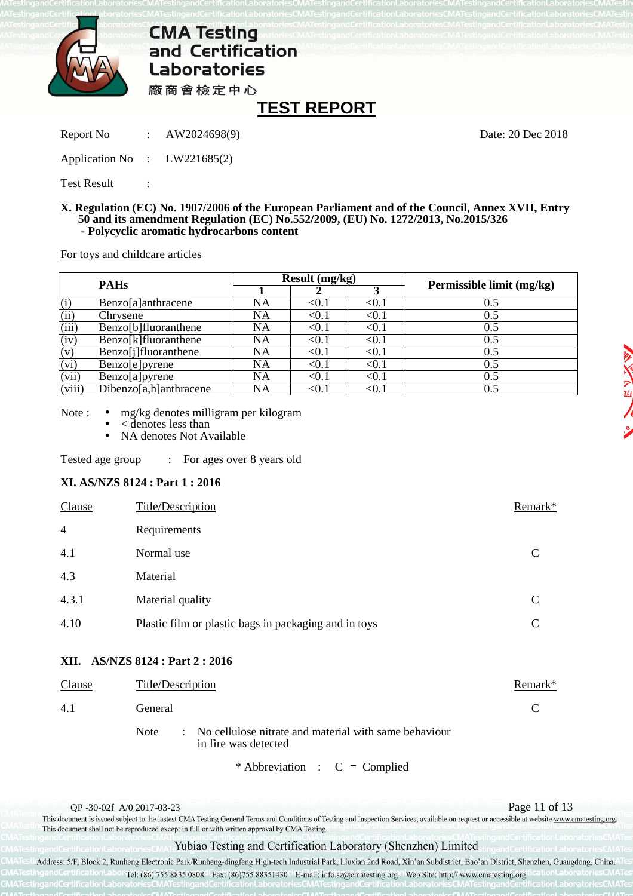Report No : AW2024698(9) Date: 20 Dec 2018

Application No : LW221685(2)

Test Result :

**X. Regulation (EC) No. 1907/2006 of the European Parliament and of the Council, Annex XVII, Entry 50 and its amendment Regulation (EC) No.552/2009, (EU) No. 1272/2013, No.2015/326**
**- Polycyclic aromatic hydrocarbons content**

For toys and childcare articles

| PAHs | | Result (mg/kg) | | | Permissible limit (mg/kg) |
|---|---|---|---|---|---|
| | | 1 | 2 | 3 | |
| (i) | Benzo[a]anthracene | NA | <0.1 | <0.1 | 0.5 |
| (ii) | Chrysene | NA | <0.1 | <0.1 | 0.5 |
| (iii) | Benzo[b]fluoranthene | NA | <0.1 | <0.1 | 0.5 |
| (iv) | Benzo[k]fluoranthene | NA | <0.1 | <0.1 | 0.5 |
| (v) | Benzo[j]fluoranthene | NA | <0.1 | <0.1 | 0.5 |
| (vi) | Benzo[e]pyrene | NA | <0.1 | <0.1 | 0.5 |
| (vii) | Benzo[a]pyrene | NA | <0.1 | <0.1 | 0.5 |
| (viii) | Dibenzo[a,h]anthracene | NA | <0.1 | <0.1 | 0.5 |

Note :
- mg/kg denotes milligram per kilogram
- < denotes less than
- NA denotes Not Available

Tested age group : For ages over 8 years old

**XI. AS/NZS 8124 : Part 1 : 2016**

| Clause | Title/Description | Remark* |
|---|---|---|
| 4 | Requirements | |
| 4.1 | Normal use | C |
| 4.3 | Material | |
| 4.3.1 | Material quality | C |
| 4.10 | Plastic film or plastic bags in packaging and in toys | C |

**XII. AS/NZS 8124 : Part 2 : 2016**

| Clause | Title/Description | Remark* |
|---|---|---|
| 4.1 | General | C |

Note : No cellulose nitrate and material with same behaviour in fire was detected

\* Abbreviation : C = Complied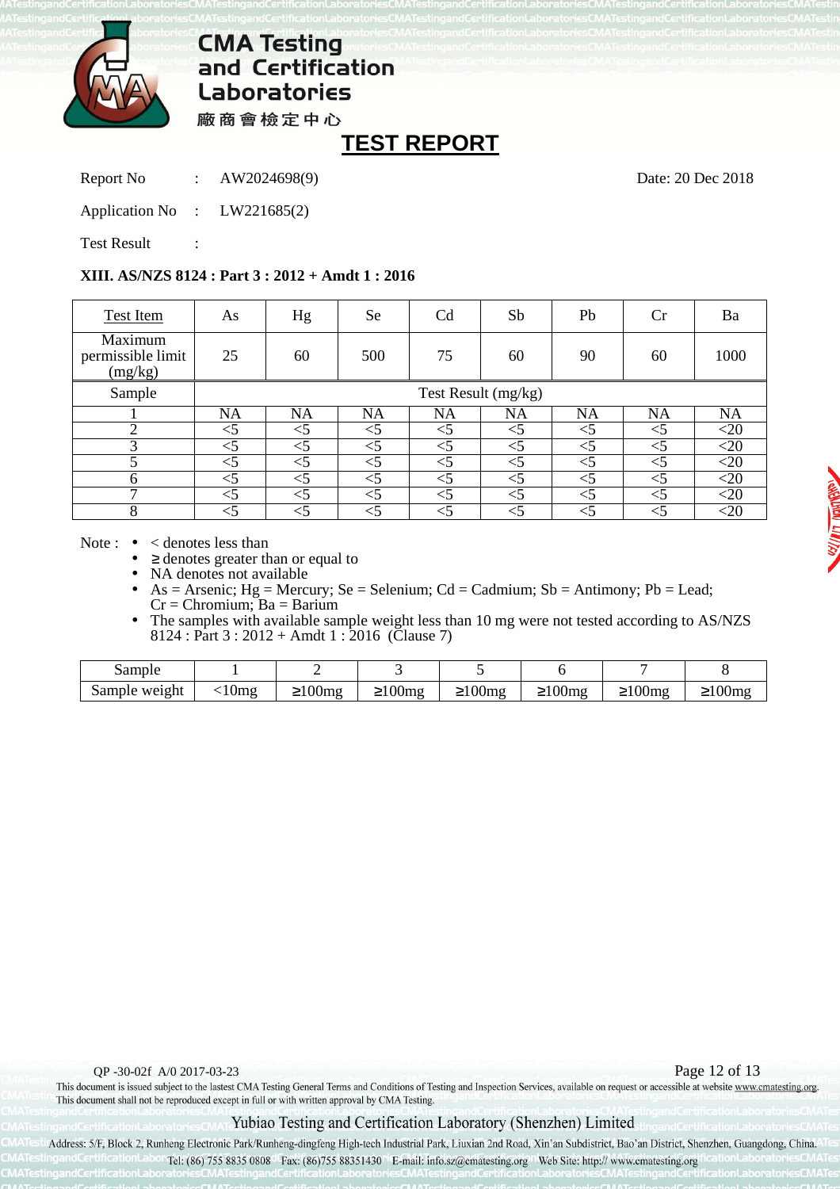# CMA Testing and Certification Laboratories

廠商會檢定中心

## TEST REPORT

Report No : AW2024698(9) Date: 20 Dec 2018

Application No : LW221685(2)

Test Result :

**XIII. AS/NZS 8124 : Part 3 : 2012 + Amdt 1 : 2016**

| Test Item | As | Hg | Se | Cd | Sb | Pb | Cr | Ba |
|---|---|---|---|---|---|---|---|---|
| Maximum permissible limit (mg/kg) | 25 | 60 | 500 | 75 | 60 | 90 | 60 | 1000 |
| Sample | Test Result (mg/kg) | | | | | | | |
| 1 | NA | NA | NA | NA | NA | NA | NA | NA |
| 2 | <5 | <5 | <5 | <5 | <5 | <5 | <5 | <20 |
| 3 | <5 | <5 | <5 | <5 | <5 | <5 | <5 | <20 |
| 5 | <5 | <5 | <5 | <5 | <5 | <5 | <5 | <20 |
| 6 | <5 | <5 | <5 | <5 | <5 | <5 | <5 | <20 |
| 7 | <5 | <5 | <5 | <5 | <5 | <5 | <5 | <20 |
| 8 | <5 | <5 | <5 | <5 | <5 | <5 | <5 | <20 |

Note :
- < denotes less than
- ≥ denotes greater than or equal to
- NA denotes not available
- As = Arsenic; Hg = Mercury; Se = Selenium; Cd = Cadmium; Sb = Antimony; Pb = Lead; Cr = Chromium; Ba = Barium
- The samples with available sample weight less than 10 mg were not tested according to AS/NZS 8124 : Part 3 : 2012 + Amdt 1 : 2016 (Clause 7)

| Sample | 1 | 2 | 3 | 5 | 6 | 7 | 8 |
|---|---|---|---|---|---|---|---|
| Sample weight | <10mg | ≥100mg | ≥100mg | ≥100mg | ≥100mg | ≥100mg | ≥100mg |

QP -30-02f A/0 2017-03-23

This document is issued subject to the lastest CMA Testing General Terms and Conditions of Testing and Inspection Services, available on request or accessible at website www.cmatesting.org. This document shall not be reproduced except in full or with written approval by CMA Testing.

Yubiao Testing and Certification Laboratory (Shenzhen) Limited

Address: 5/F, Block 2, Runheng Electronic Park/Runheng-dingfeng High-tech Industrial Park, Liuxian 2nd Road, Xin'an Subdistrict, Bao'an District, Shenzhen, Guangdong, China.

Tel: (86) 755 8835 0808 Fax: (86)755 88351430 E-mail: info.sz@cmatesting.org Web Site: http:// www.cmatesting.org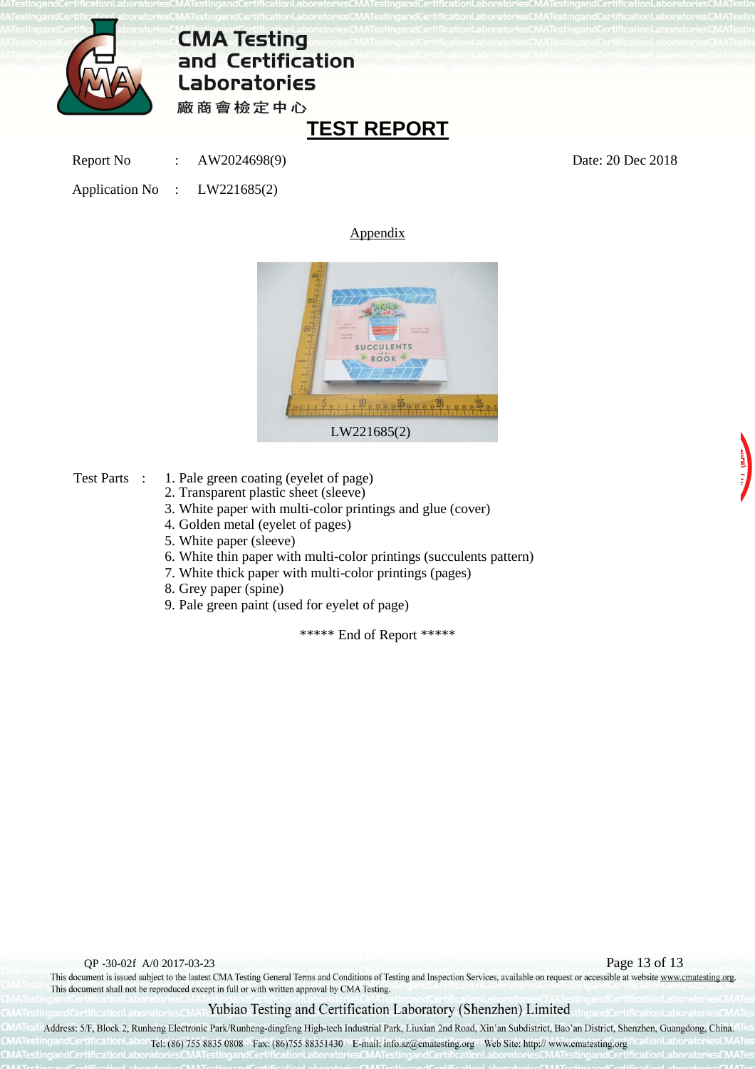# TEST REPORT

Report No : AW2024698(9) Date: 20 Dec 2018

Application No : LW221685(2)

Appendix

LW221685(2)

Test Parts :

1. Pale green coating (eyelet of page)
2. Transparent plastic sheet (sleeve)
3. White paper with multi-color printings and glue (cover)
4. Golden metal (eyelet of pages)
5. White paper (sleeve)
6. White thin paper with multi-color printings (succulents pattern)
7. White thick paper with multi-color printings (pages)
8. Grey paper (spine)
9. Pale green paint (used for eyelet of page)

***** End of Report *****